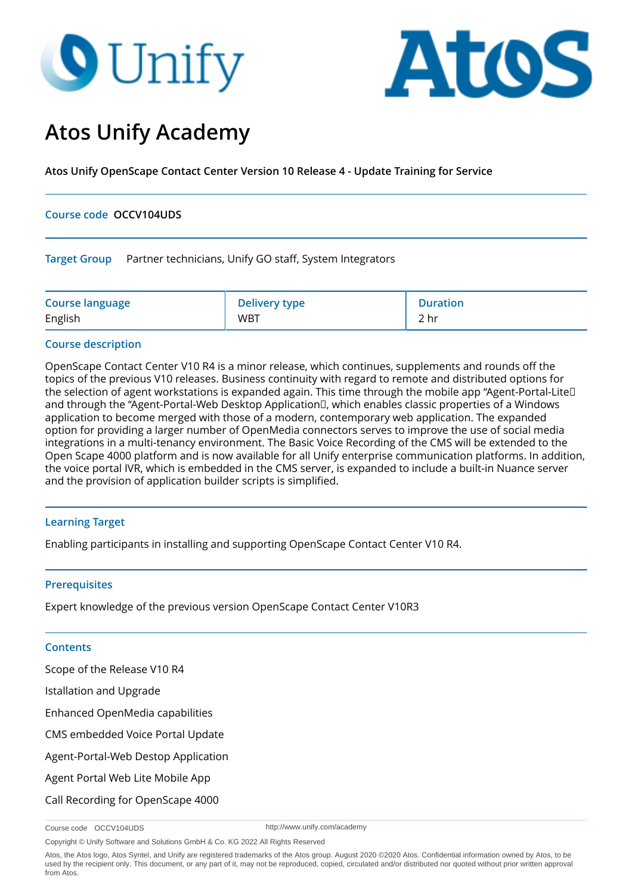# Atos Unify Academy

**Atos Unify OpenScape Contact Center Version 10 Release 4 - Update Training for Service**

**Course code** **OCCV104UDS**

**Target Group** Partner technicians, Unify GO staff, System Integrators

| Course language | Delivery type | Duration |
|---|---|---|
| English | WBT | 2 hr |

## Course description

OpenScape Contact Center V10 R4 is a minor release, which continues, supplements and rounds off the topics of the previous V10 releases. Business continuity with regard to remote and distributed options for the selection of agent workstations is expanded again. This time through the mobile app "Agent-Portal-Lite" and through the "Agent-Portal-Web Desktop Application", which enables classic properties of a Windows application to become merged with those of a modern, contemporary web application. The expanded option for providing a larger number of OpenMedia connectors serves to improve the use of social media integrations in a multi-tenancy environment. The Basic Voice Recording of the CMS will be extended to the Open Scape 4000 platform and is now available for all Unify enterprise communication platforms. In addition, the voice portal IVR, which is embedded in the CMS server, is expanded to include a built-in Nuance server and the provision of application builder scripts is simplified.

## Learning Target

Enabling participants in installing and supporting OpenScape Contact Center V10 R4.

## Prerequisites

Expert knowledge of the previous version OpenScape Contact Center V10R3

## Contents

Scope of the Release V10 R4

Istallation and Upgrade

Enhanced OpenMedia capabilities

CMS embedded Voice Portal Update

Agent-Portal-Web Destop Application

Agent Portal Web Lite Mobile App

Call Recording for OpenScape 4000

Course code OCCV104UDS http://www.unify.com/academy

Copyright © Unify Software and Solutions GmbH & Co. KG 2022 All Rights Reserved

Atos, the Atos logo, Atos Syntel, and Unify are registered trademarks of the Atos group. August 2020 ©2020 Atos. Confidential information owned by Atos, to be used by the recipient only. This document, or any part of it, may not be reproduced, copied, circulated and/or distributed nor quoted without prior written approval from Atos.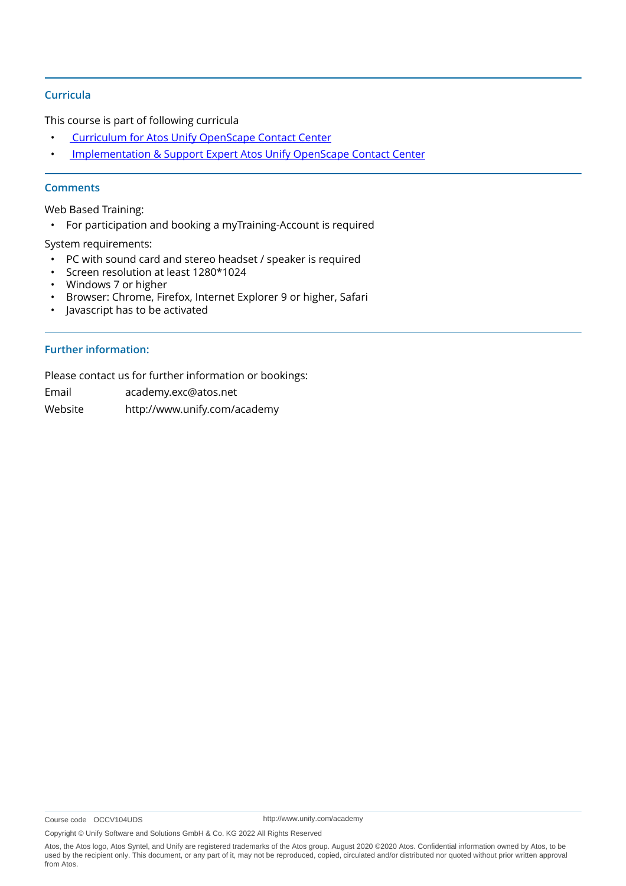## Curricula

This course is part of following curricula

- Curriculum for Atos Unify OpenScape Contact Center
- Implementation & Support Expert Atos Unify OpenScape Contact Center

## Comments

Web Based Training:

- For participation and booking a myTraining-Account is required

System requirements:

- PC with sound card and stereo headset / speaker is required
- Screen resolution at least 1280*1024
- Windows 7 or higher
- Browser: Chrome, Firefox, Internet Explorer 9 or higher, Safari
- Javascript has to be activated

## Further information:

Please contact us for further information or bookings:

| | |
|---|---|
| Email | academy.exc@atos.net |
| Website | http://www.unify.com/academy |

Course code OCCV104UDS

Copyright © Unify Software and Solutions GmbH & Co. KG 2022 All Rights Reserved

Atos, the Atos logo, Atos Syntel, and Unify are registered trademarks of the Atos group. August 2020 ©2020 Atos. Confidential information owned by Atos, to be used by the recipient only. This document, or any part of it, may not be reproduced, copied, circulated and/or distributed nor quoted without prior written approval from Atos.